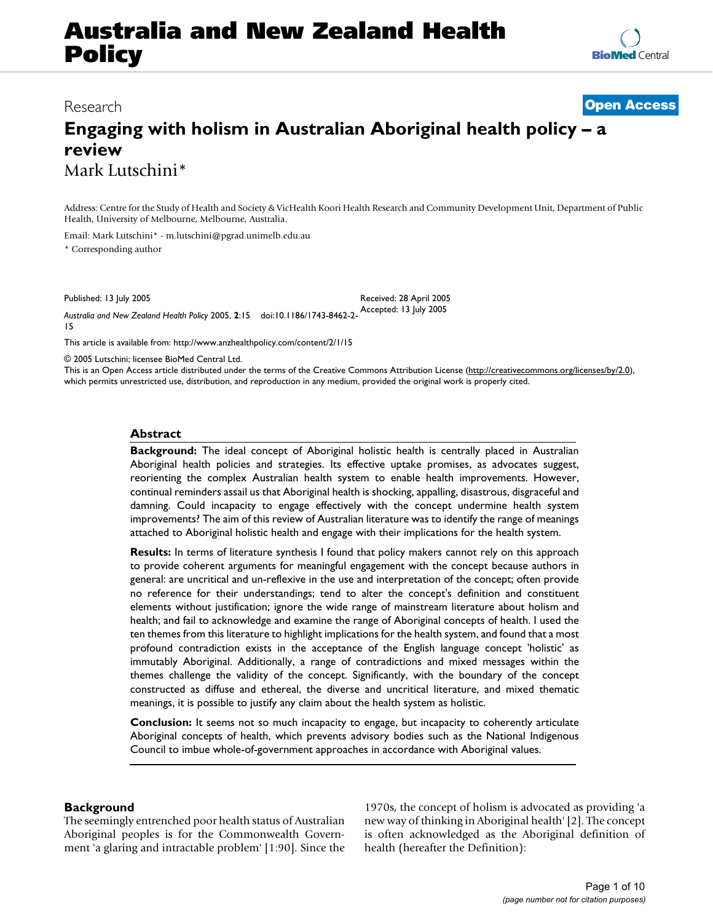# Australia and New Zealand Health Policy

Research

**Open Access**

# Engaging with holism in Australian Aboriginal health policy – a review

Mark Lutschini*

Address: Centre for the Study of Health and Society & VicHealth Koori Health Research and Community Development Unit, Department of Public Health, University of Melbourne, Melbourne, Australia.

Email: Mark Lutschini* - m.lutschini@pgrad.unimelb.edu.au

* Corresponding author

Published: 13 July 2005

Received: 28 April 2005

Accepted: 13 July 2005

*Australia and New Zealand Health Policy* 2005, **2**:15 doi:10.1186/1743-8462-2-15

This article is available from: http://www.anzhealthpolicy.com/content/2/1/15

© 2005 Lutschini; licensee BioMed Central Ltd.

This is an Open Access article distributed under the terms of the Creative Commons Attribution License (http://creativecommons.org/licenses/by/2.0), which permits unrestricted use, distribution, and reproduction in any medium, provided the original work is properly cited.

## Abstract

**Background:** The ideal concept of Aboriginal holistic health is centrally placed in Australian Aboriginal health policies and strategies. Its effective uptake promises, as advocates suggest, reorienting the complex Australian health system to enable health improvements. However, continual reminders assail us that Aboriginal health is shocking, appalling, disastrous, disgraceful and damning. Could incapacity to engage effectively with the concept undermine health system improvements? The aim of this review of Australian literature was to identify the range of meanings attached to Aboriginal holistic health and engage with their implications for the health system.

**Results:** In terms of literature synthesis I found that policy makers cannot rely on this approach to provide coherent arguments for meaningful engagement with the concept because authors in general: are uncritical and un-reflexive in the use and interpretation of the concept; often provide no reference for their understandings; tend to alter the concept's definition and constituent elements without justification; ignore the wide range of mainstream literature about holism and health; and fail to acknowledge and examine the range of Aboriginal concepts of health. I used the ten themes from this literature to highlight implications for the health system, and found that a most profound contradiction exists in the acceptance of the English language concept 'holistic' as immutably Aboriginal. Additionally, a range of contradictions and mixed messages within the themes challenge the validity of the concept. Significantly, with the boundary of the concept constructed as diffuse and ethereal, the diverse and uncritical literature, and mixed thematic meanings, it is possible to justify any claim about the health system as holistic.

**Conclusion:** It seems not so much incapacity to engage, but incapacity to coherently articulate Aboriginal concepts of health, which prevents advisory bodies such as the National Indigenous Council to imbue whole-of-government approaches in accordance with Aboriginal values.

## Background

The seemingly entrenched poor health status of Australian Aboriginal peoples is for the Commonwealth Government 'a glaring and intractable problem' [1:90]. Since the 1970s, the concept of holism is advocated as providing 'a new way of thinking in Aboriginal health' [2]. The concept is often acknowledged as the Aboriginal definition of health (hereafter the Definition):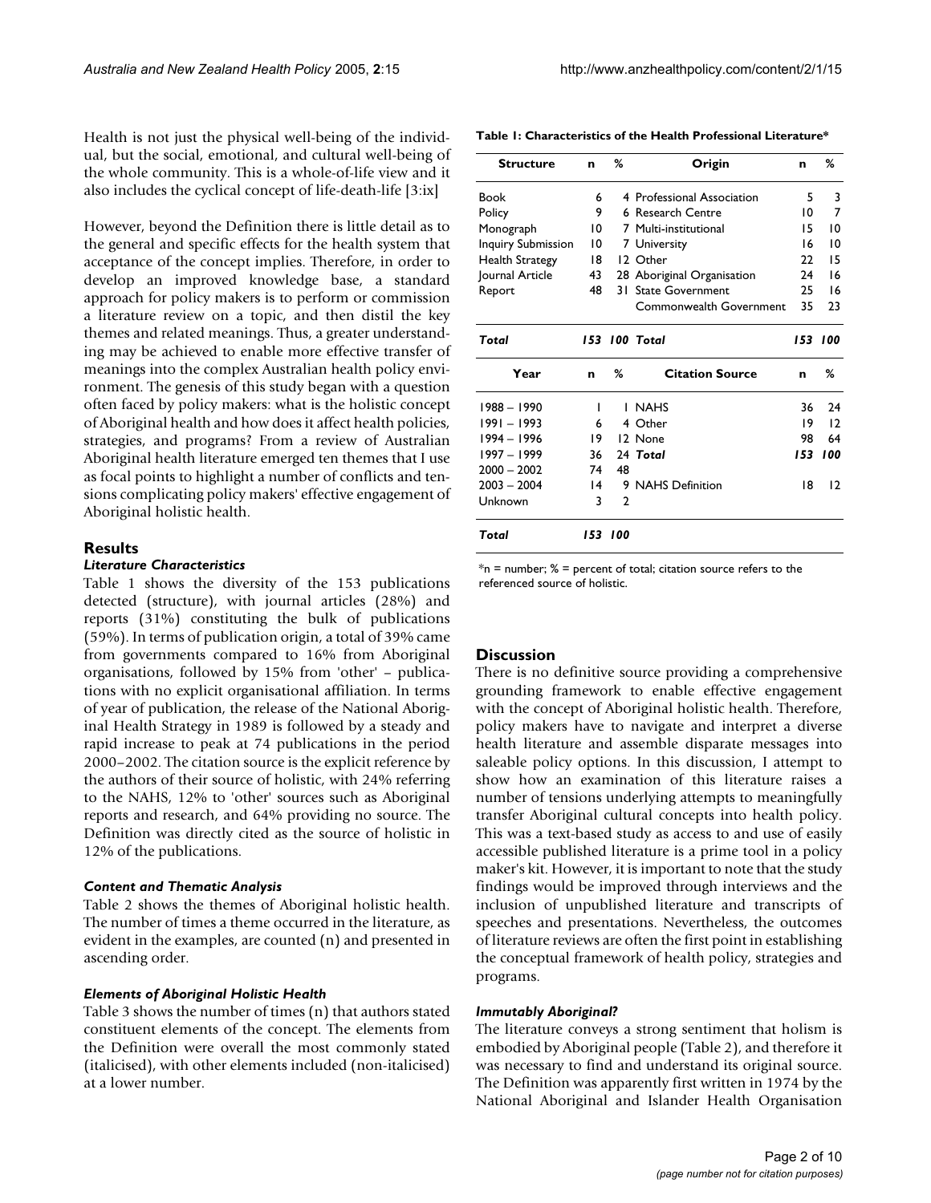Health is not just the physical well-being of the individual, but the social, emotional, and cultural well-being of the whole community. This is a whole-of-life view and it also includes the cyclical concept of life-death-life [3:ix]

However, beyond the Definition there is little detail as to the general and specific effects for the health system that acceptance of the concept implies. Therefore, in order to develop an improved knowledge base, a standard approach for policy makers is to perform or commission a literature review on a topic, and then distil the key themes and related meanings. Thus, a greater understanding may be achieved to enable more effective transfer of meanings into the complex Australian health policy environment. The genesis of this study began with a question often faced by policy makers: what is the holistic concept of Aboriginal health and how does it affect health policies, strategies, and programs? From a review of Australian Aboriginal health literature emerged ten themes that I use as focal points to highlight a number of conflicts and tensions complicating policy makers' effective engagement of Aboriginal holistic health.

## Results

### *Literature Characteristics*

Table 1 shows the diversity of the 153 publications detected (structure), with journal articles (28%) and reports (31%) constituting the bulk of publications (59%). In terms of publication origin, a total of 39% came from governments compared to 16% from Aboriginal organisations, followed by 15% from 'other' – publications with no explicit organisational affiliation. In terms of year of publication, the release of the National Aboriginal Health Strategy in 1989 is followed by a steady and rapid increase to peak at 74 publications in the period 2000–2002. The citation source is the explicit reference by the authors of their source of holistic, with 24% referring to the NAHS, 12% to 'other' sources such as Aboriginal reports and research, and 64% providing no source. The Definition was directly cited as the source of holistic in 12% of the publications.

**Table 1: Characteristics of the Health Professional Literature***

| Structure | n | % | Origin | n | % |
|---|---|---|---|---|---|
| Book | 6 | 4 | Professional Association | 5 | 3 |
| Policy | 9 | 6 | Research Centre | 10 | 7 |
| Monograph | 10 | 7 | Multi-institutional | 15 | 10 |
| Inquiry Submission | 10 | 7 | University | 16 | 10 |
| Health Strategy | 18 | 12 | Other | 22 | 15 |
| Journal Article | 43 | 28 | Aboriginal Organisation | 24 | 16 |
| Report | 48 | 31 | State Government | 25 | 16 |
| | | | Commonwealth Government | 35 | 23 |
| ***Total*** | ***153*** | ***100*** | ***Total*** | ***153*** | ***100*** |
| **Year** | **n** | **%** | **Citation Source** | **n** | **%** |
| 1988 – 1990 | 1 | 1 | NAHS | 36 | 24 |
| 1991 – 1993 | 6 | 4 | Other | 19 | 12 |
| 1994 – 1996 | 19 | 12 | None | 98 | 64 |
| 1997 – 1999 | 36 | 24 | ***Total*** | ***153*** | ***100*** |
| 2000 – 2002 | 74 | 48 | | | |
| 2003 – 2004 | 14 | 9 | NAHS Definition | 18 | 12 |
| Unknown | 3 | 2 | | | |
| ***Total*** | ***153*** | ***100*** | | | |

*n = number; % = percent of total; citation source refers to the referenced source of holistic.

### *Content and Thematic Analysis*

Table 2 shows the themes of Aboriginal holistic health. The number of times a theme occurred in the literature, as evident in the examples, are counted (n) and presented in ascending order.

### *Elements of Aboriginal Holistic Health*

Table 3 shows the number of times (n) that authors stated constituent elements of the concept. The elements from the Definition were overall the most commonly stated (italicised), with other elements included (non-italicised) at a lower number.

## Discussion

There is no definitive source providing a comprehensive grounding framework to enable effective engagement with the concept of Aboriginal holistic health. Therefore, policy makers have to navigate and interpret a diverse health literature and assemble disparate messages into saleable policy options. In this discussion, I attempt to show how an examination of this literature raises a number of tensions underlying attempts to meaningfully transfer Aboriginal cultural concepts into health policy. This was a text-based study as access to and use of easily accessible published literature is a prime tool in a policy maker's kit. However, it is important to note that the study findings would be improved through interviews and the inclusion of unpublished literature and transcripts of speeches and presentations. Nevertheless, the outcomes of literature reviews are often the first point in establishing the conceptual framework of health policy, strategies and programs.

### *Immutably Aboriginal?*

The literature conveys a strong sentiment that holism is embodied by Aboriginal people (Table 2), and therefore it was necessary to find and understand its original source. The Definition was apparently first written in 1974 by the National Aboriginal and Islander Health Organisation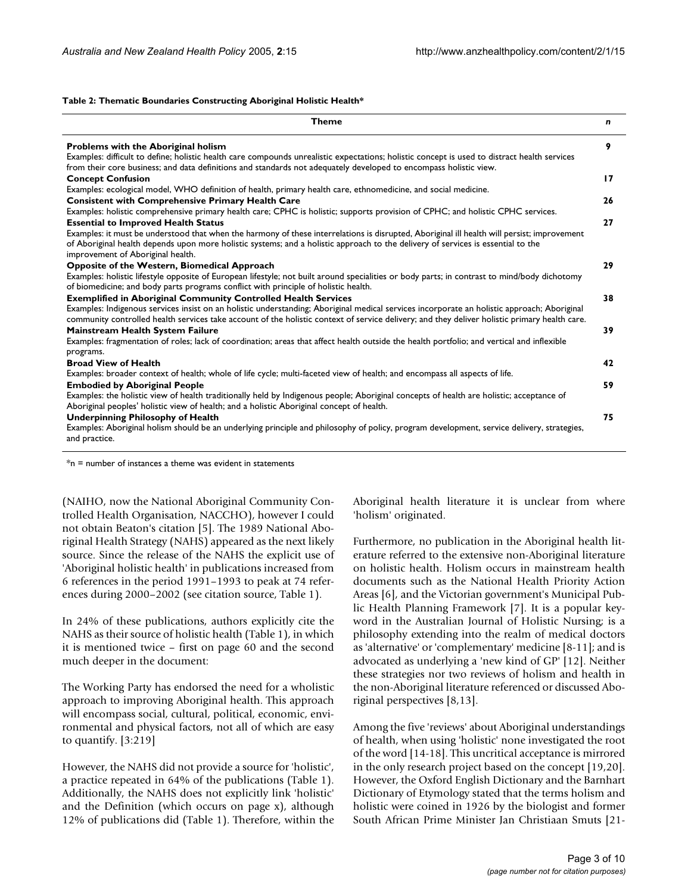**Table 2: Thematic Boundaries Constructing Aboriginal Holistic Health***

| Theme | *n* |
| --- | --- |
| **Problems with the Aboriginal holism**<br>Examples: difficult to define; holistic health care compounds unrealistic expectations; holistic concept is used to distract health services from their core business; and data definitions and standards not adequately developed to encompass holistic view. | 9 |
| **Concept Confusion**<br>Examples: ecological model, WHO definition of health, primary health care, ethnomedicine, and social medicine. | 17 |
| **Consistent with Comprehensive Primary Health Care**<br>Examples: holistic comprehensive primary health care; CPHC is holistic; supports provision of CPHC; and holistic CPHC services. | 26 |
| **Essential to Improved Health Status**<br>Examples: it must be understood that when the harmony of these interrelations is disrupted, Aboriginal ill health will persist; improvement of Aboriginal health depends upon more holistic systems; and a holistic approach to the delivery of services is essential to the improvement of Aboriginal health. | 27 |
| **Opposite of the Western, Biomedical Approach**<br>Examples: holistic lifestyle opposite of European lifestyle; not built around specialities or body parts; in contrast to mind/body dichotomy of biomedicine; and body parts programs conflict with principle of holistic health. | 29 |
| **Exemplified in Aboriginal Community Controlled Health Services**<br>Examples: Indigenous services insist on an holistic understanding; Aboriginal medical services incorporate an holistic approach; Aboriginal community controlled health services take account of the holistic context of service delivery; and they deliver holistic primary health care. | 38 |
| **Mainstream Health System Failure**<br>Examples: fragmentation of roles; lack of coordination; areas that affect health outside the health portfolio; and vertical and inflexible programs. | 39 |
| **Broad View of Health**<br>Examples: broader context of health; whole of life cycle; multi-faceted view of health; and encompass all aspects of life. | 42 |
| **Embodied by Aboriginal People**<br>Examples: the holistic view of health traditionally held by Indigenous people; Aboriginal concepts of health are holistic; acceptance of Aboriginal peoples' holistic view of health; and a holistic Aboriginal concept of health. | 59 |
| **Underpinning Philosophy of Health**<br>Examples: Aboriginal holism should be an underlying principle and philosophy of policy, program development, service delivery, strategies, and practice. | 75 |

*n = number of instances a theme was evident in statements

(NAIHO, now the National Aboriginal Community Controlled Health Organisation, NACCHO), however I could not obtain Beaton's citation [5]. The 1989 National Aboriginal Health Strategy (NAHS) appeared as the next likely source. Since the release of the NAHS the explicit use of 'Aboriginal holistic health' in publications increased from 6 references in the period 1991–1993 to peak at 74 references during 2000–2002 (see citation source, Table 1).

In 24% of these publications, authors explicitly cite the NAHS as their source of holistic health (Table 1), in which it is mentioned twice – first on page 60 and the second much deeper in the document:

The Working Party has endorsed the need for a wholistic approach to improving Aboriginal health. This approach will encompass social, cultural, political, economic, environmental and physical factors, not all of which are easy to quantify. [3:219]

However, the NAHS did not provide a source for 'holistic', a practice repeated in 64% of the publications (Table 1). Additionally, the NAHS does not explicitly link 'holistic' and the Definition (which occurs on page x), although 12% of publications did (Table 1). Therefore, within the Aboriginal health literature it is unclear from where 'holism' originated.

Furthermore, no publication in the Aboriginal health literature referred to the extensive non-Aboriginal literature on holistic health. Holism occurs in mainstream health documents such as the National Health Priority Action Areas [6], and the Victorian government's Municipal Public Health Planning Framework [7]. It is a popular keyword in the Australian Journal of Holistic Nursing; is a philosophy extending into the realm of medical doctors as 'alternative' or 'complementary' medicine [8-11]; and is advocated as underlying a 'new kind of GP' [12]. Neither these strategies nor two reviews of holism and health in the non-Aboriginal literature referenced or discussed Aboriginal perspectives [8,13].

Among the five 'reviews' about Aboriginal understandings of health, when using 'holistic' none investigated the root of the word [14-18]. This uncritical acceptance is mirrored in the only research project based on the concept [19,20]. However, the Oxford English Dictionary and the Barnhart Dictionary of Etymology stated that the terms holism and holistic were coined in 1926 by the biologist and former South African Prime Minister Jan Christiaan Smuts [21-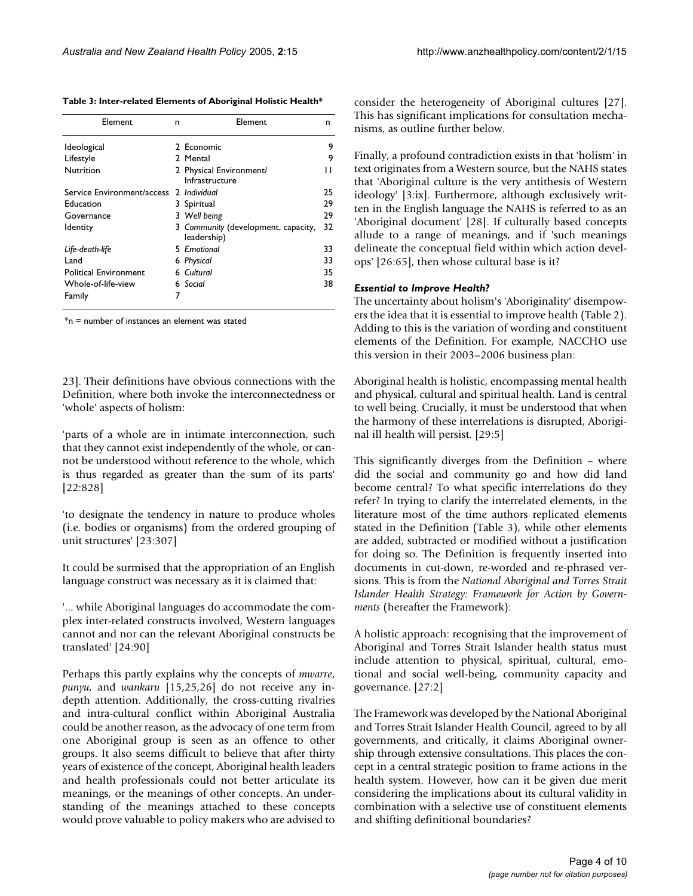**Table 3: Inter-related Elements of Aboriginal Holistic Health***

| Element | n | Element | n |
| --- | --- | --- | --- |
| Ideological | 2 | Economic | 9 |
| Lifestyle | 2 | Mental | 9 |
| Nutrition | 2 | Physical Environment/ Infrastructure | 11 |
| Service Environment/access | 2 | *Individual* | 25 |
| Education | 3 | Spiritual | 29 |
| Governance | 3 | *Well being* | 29 |
| Identity | 3 | *Community* (development, capacity, leadership) | 32 |
| *Life-death-life* | 5 | *Emotional* | 33 |
| Land | 6 | *Physical* | 33 |
| Political Environment | 6 | *Cultural* | 35 |
| Whole-of-life-view | 6 | *Social* | 38 |
| Family | 7 | | |

*n = number of instances an element was stated

23]. Their definitions have obvious connections with the Definition, where both invoke the interconnectedness or 'whole' aspects of holism:

'parts of a whole are in intimate interconnection, such that they cannot exist independently of the whole, or cannot be understood without reference to the whole, which is thus regarded as greater than the sum of its parts' [22:828]

'to designate the tendency in nature to produce wholes (i.e. bodies or organisms) from the ordered grouping of unit structures' [23:307]

It could be surmised that the appropriation of an English language construct was necessary as it is claimed that:

'... while Aboriginal languages do accommodate the complex inter-related constructs involved, Western languages cannot and nor can the relevant Aboriginal constructs be translated' [24:90]

Perhaps this partly explains why the concepts of *mwarre*, *punyu*, and *wankaru* [15,25,26] do not receive any in-depth attention. Additionally, the cross-cutting rivalries and intra-cultural conflict within Aboriginal Australia could be another reason, as the advocacy of one term from one Aboriginal group is seen as an offence to other groups. It also seems difficult to believe that after thirty years of existence of the concept, Aboriginal health leaders and health professionals could not better articulate its meanings, or the meanings of other concepts. An understanding of the meanings attached to these concepts would prove valuable to policy makers who are advised to consider the heterogeneity of Aboriginal cultures [27]. This has significant implications for consultation mechanisms, as outline further below.

Finally, a profound contradiction exists in that 'holism' in text originates from a Western source, but the NAHS states that 'Aboriginal culture is the very antithesis of Western ideology' [3:ix]. Furthermore, although exclusively written in the English language the NAHS is referred to as an 'Aboriginal document' [28]. If culturally based concepts allude to a range of meanings, and if 'such meanings delineate the conceptual field within which action develops' [26:65], then whose cultural base is it?

### *Essential to Improve Health?*

The uncertainty about holism's 'Aboriginality' disempowers the idea that it is essential to improve health (Table 2). Adding to this is the variation of wording and constituent elements of the Definition. For example, NACCHO use this version in their 2003–2006 business plan:

Aboriginal health is holistic, encompassing mental health and physical, cultural and spiritual health. Land is central to well being. Crucially, it must be understood that when the harmony of these interrelations is disrupted, Aboriginal ill health will persist. [29:5]

This significantly diverges from the Definition – where did the social and community go and how did land become central? To what specific interrelations do they refer? In trying to clarify the interrelated elements, in the literature most of the time authors replicated elements stated in the Definition (Table 3), while other elements are added, subtracted or modified without a justification for doing so. The Definition is frequently inserted into documents in cut-down, re-worded and re-phrased versions. This is from the *National Aboriginal and Torres Strait Islander Health Strategy: Framework for Action by Governments* (hereafter the Framework):

A holistic approach: recognising that the improvement of Aboriginal and Torres Strait Islander health status must include attention to physical, spiritual, cultural, emotional and social well-being, community capacity and governance. [27:2]

The Framework was developed by the National Aboriginal and Torres Strait Islander Health Council, agreed to by all governments, and critically, it claims Aboriginal ownership through extensive consultations. This places the concept in a central strategic position to frame actions in the health system. However, how can it be given due merit considering the implications about its cultural validity in combination with a selective use of constituent elements and shifting definitional boundaries?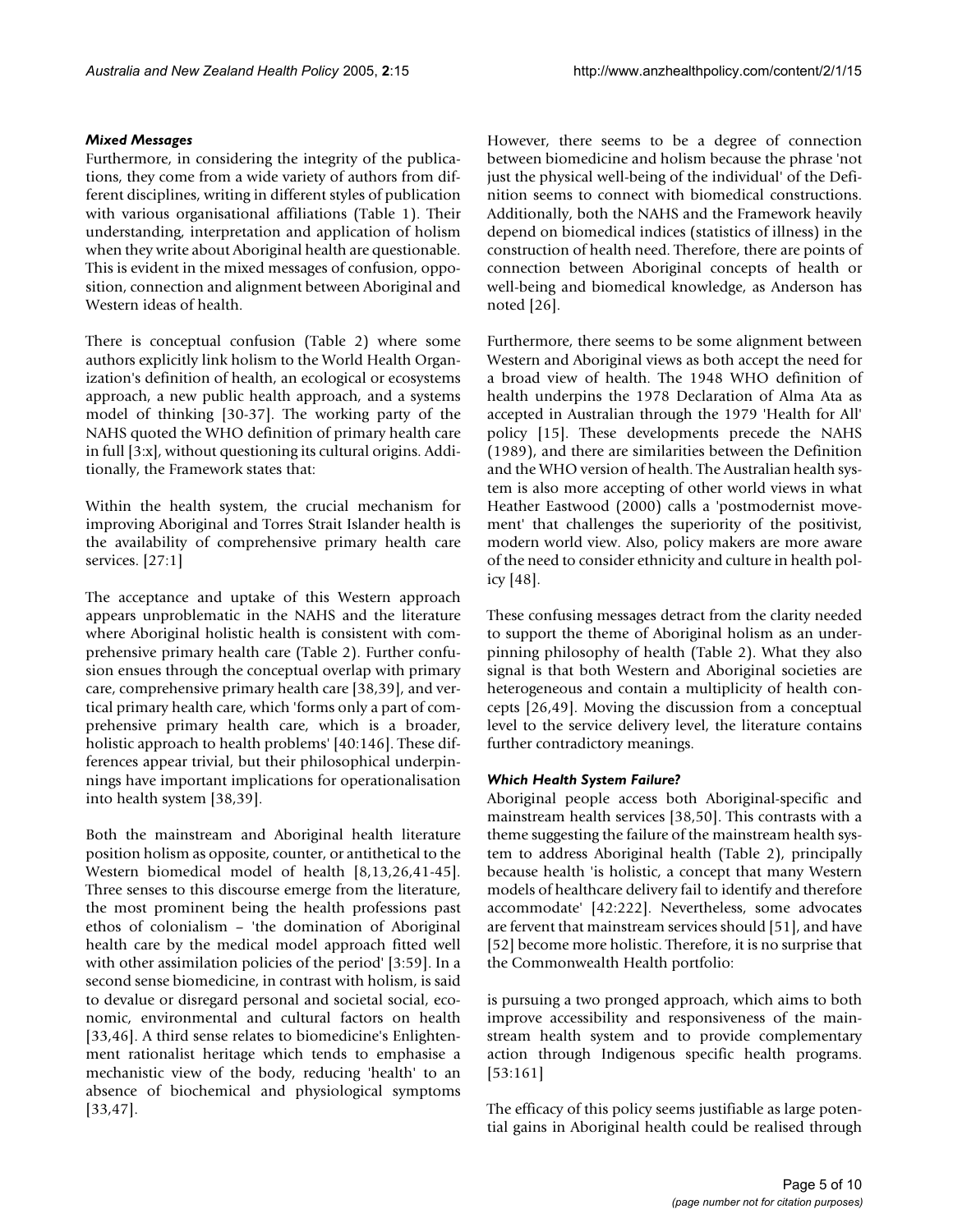### *Mixed Messages*

Furthermore, in considering the integrity of the publications, they come from a wide variety of authors from different disciplines, writing in different styles of publication with various organisational affiliations (Table 1). Their understanding, interpretation and application of holism when they write about Aboriginal health are questionable. This is evident in the mixed messages of confusion, opposition, connection and alignment between Aboriginal and Western ideas of health.

There is conceptual confusion (Table 2) where some authors explicitly link holism to the World Health Organization's definition of health, an ecological or ecosystems approach, a new public health approach, and a systems model of thinking [30-37]. The working party of the NAHS quoted the WHO definition of primary health care in full [3:x], without questioning its cultural origins. Additionally, the Framework states that:

Within the health system, the crucial mechanism for improving Aboriginal and Torres Strait Islander health is the availability of comprehensive primary health care services. [27:1]

The acceptance and uptake of this Western approach appears unproblematic in the NAHS and the literature where Aboriginal holistic health is consistent with comprehensive primary health care (Table 2). Further confusion ensues through the conceptual overlap with primary care, comprehensive primary health care [38,39], and vertical primary health care, which 'forms only a part of comprehensive primary health care, which is a broader, holistic approach to health problems' [40:146]. These differences appear trivial, but their philosophical underpinnings have important implications for operationalisation into health system [38,39].

Both the mainstream and Aboriginal health literature position holism as opposite, counter, or antithetical to the Western biomedical model of health [8,13,26,41-45]. Three senses to this discourse emerge from the literature, the most prominent being the health professions past ethos of colonialism – 'the domination of Aboriginal health care by the medical model approach fitted well with other assimilation policies of the period' [3:59]. In a second sense biomedicine, in contrast with holism, is said to devalue or disregard personal and societal social, economic, environmental and cultural factors on health [33,46]. A third sense relates to biomedicine's Enlightenment rationalist heritage which tends to emphasise a mechanistic view of the body, reducing 'health' to an absence of biochemical and physiological symptoms [33,47].

However, there seems to be a degree of connection between biomedicine and holism because the phrase 'not just the physical well-being of the individual' of the Definition seems to connect with biomedical constructions. Additionally, both the NAHS and the Framework heavily depend on biomedical indices (statistics of illness) in the construction of health need. Therefore, there are points of connection between Aboriginal concepts of health or well-being and biomedical knowledge, as Anderson has noted [26].

Furthermore, there seems to be some alignment between Western and Aboriginal views as both accept the need for a broad view of health. The 1948 WHO definition of health underpins the 1978 Declaration of Alma Ata as accepted in Australian through the 1979 'Health for All' policy [15]. These developments precede the NAHS (1989), and there are similarities between the Definition and the WHO version of health. The Australian health system is also more accepting of other world views in what Heather Eastwood (2000) calls a 'postmodernist movement' that challenges the superiority of the positivist, modern world view. Also, policy makers are more aware of the need to consider ethnicity and culture in health policy [48].

These confusing messages detract from the clarity needed to support the theme of Aboriginal holism as an underpinning philosophy of health (Table 2). What they also signal is that both Western and Aboriginal societies are heterogeneous and contain a multiplicity of health concepts [26,49]. Moving the discussion from a conceptual level to the service delivery level, the literature contains further contradictory meanings.

### *Which Health System Failure?*

Aboriginal people access both Aboriginal-specific and mainstream health services [38,50]. This contrasts with a theme suggesting the failure of the mainstream health system to address Aboriginal health (Table 2), principally because health 'is holistic, a concept that many Western models of healthcare delivery fail to identify and therefore accommodate' [42:222]. Nevertheless, some advocates are fervent that mainstream services should [51], and have [52] become more holistic. Therefore, it is no surprise that the Commonwealth Health portfolio:

is pursuing a two pronged approach, which aims to both improve accessibility and responsiveness of the mainstream health system and to provide complementary action through Indigenous specific health programs. [53:161]

The efficacy of this policy seems justifiable as large potential gains in Aboriginal health could be realised through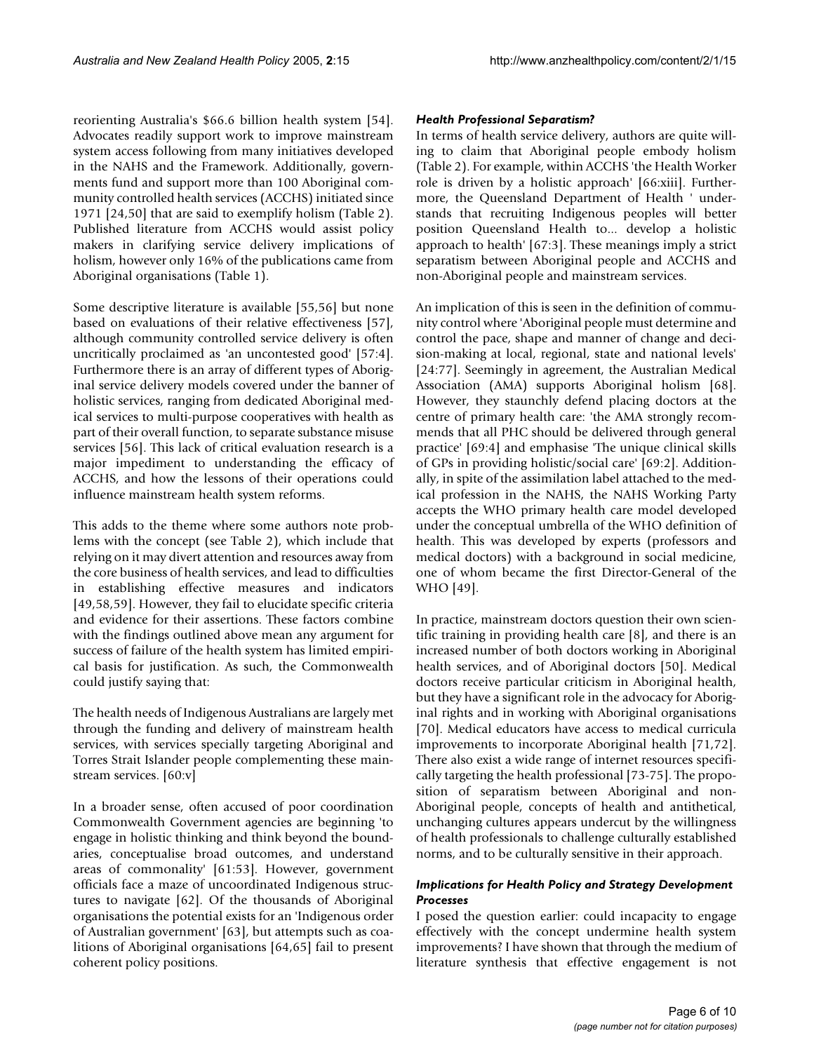reorienting Australia's $66.6 billion health system [54]. Advocates readily support work to improve mainstream system access following from many initiatives developed in the NAHS and the Framework. Additionally, governments fund and support more than 100 Aboriginal community controlled health services (ACCHS) initiated since 1971 [24,50] that are said to exemplify holism (Table 2). Published literature from ACCHS would assist policy makers in clarifying service delivery implications of holism, however only 16% of the publications came from Aboriginal organisations (Table 1).

Some descriptive literature is available [55,56] but none based on evaluations of their relative effectiveness [57], although community controlled service delivery is often uncritically proclaimed as 'an uncontested good' [57:4]. Furthermore there is an array of different types of Aboriginal service delivery models covered under the banner of holistic services, ranging from dedicated Aboriginal medical services to multi-purpose cooperatives with health as part of their overall function, to separate substance misuse services [56]. This lack of critical evaluation research is a major impediment to understanding the efficacy of ACCHS, and how the lessons of their operations could influence mainstream health system reforms.

This adds to the theme where some authors note problems with the concept (see Table 2), which include that relying on it may divert attention and resources away from the core business of health services, and lead to difficulties in establishing effective measures and indicators [49,58,59]. However, they fail to elucidate specific criteria and evidence for their assertions. These factors combine with the findings outlined above mean any argument for success of failure of the health system has limited empirical basis for justification. As such, the Commonwealth could justify saying that:

The health needs of Indigenous Australians are largely met through the funding and delivery of mainstream health services, with services specially targeting Aboriginal and Torres Strait Islander people complementing these mainstream services. [60:v]

In a broader sense, often accused of poor coordination Commonwealth Government agencies are beginning 'to engage in holistic thinking and think beyond the boundaries, conceptualise broad outcomes, and understand areas of commonality' [61:53]. However, government officials face a maze of uncoordinated Indigenous structures to navigate [62]. Of the thousands of Aboriginal organisations the potential exists for an 'Indigenous order of Australian government' [63], but attempts such as coalitions of Aboriginal organisations [64,65] fail to present coherent policy positions.

### *Health Professional Separatism?*

In terms of health service delivery, authors are quite willing to claim that Aboriginal people embody holism (Table 2). For example, within ACCHS 'the Health Worker role is driven by a holistic approach' [66:xiii]. Furthermore, the Queensland Department of Health ' understands that recruiting Indigenous peoples will better position Queensland Health to... develop a holistic approach to health' [67:3]. These meanings imply a strict separatism between Aboriginal people and ACCHS and non-Aboriginal people and mainstream services.

An implication of this is seen in the definition of community control where 'Aboriginal people must determine and control the pace, shape and manner of change and decision-making at local, regional, state and national levels' [24:77]. Seemingly in agreement, the Australian Medical Association (AMA) supports Aboriginal holism [68]. However, they staunchly defend placing doctors at the centre of primary health care: 'the AMA strongly recommends that all PHC should be delivered through general practice' [69:4] and emphasise 'The unique clinical skills of GPs in providing holistic/social care' [69:2]. Additionally, in spite of the assimilation label attached to the medical profession in the NAHS, the NAHS Working Party accepts the WHO primary health care model developed under the conceptual umbrella of the WHO definition of health. This was developed by experts (professors and medical doctors) with a background in social medicine, one of whom became the first Director-General of the WHO [49].

In practice, mainstream doctors question their own scientific training in providing health care [8], and there is an increased number of both doctors working in Aboriginal health services, and of Aboriginal doctors [50]. Medical doctors receive particular criticism in Aboriginal health, but they have a significant role in the advocacy for Aboriginal rights and in working with Aboriginal organisations [70]. Medical educators have access to medical curricula improvements to incorporate Aboriginal health [71,72]. There also exist a wide range of internet resources specifically targeting the health professional [73-75]. The proposition of separatism between Aboriginal and non-Aboriginal people, concepts of health and antithetical, unchanging cultures appears undercut by the willingness of health professionals to challenge culturally established norms, and to be culturally sensitive in their approach.

### *Implications for Health Policy and Strategy Development Processes*

I posed the question earlier: could incapacity to engage effectively with the concept undermine health system improvements? I have shown that through the medium of literature synthesis that effective engagement is not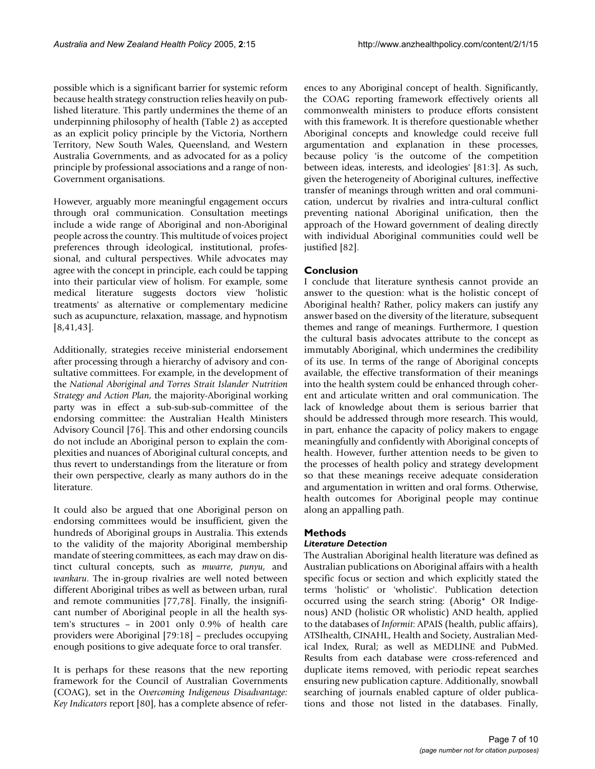possible which is a significant barrier for systemic reform because health strategy construction relies heavily on published literature. This partly undermines the theme of an underpinning philosophy of health (Table 2) as accepted as an explicit policy principle by the Victoria, Northern Territory, New South Wales, Queensland, and Western Australia Governments, and as advocated for as a policy principle by professional associations and a range of non-Government organisations.

However, arguably more meaningful engagement occurs through oral communication. Consultation meetings include a wide range of Aboriginal and non-Aboriginal people across the country. This multitude of voices project preferences through ideological, institutional, professional, and cultural perspectives. While advocates may agree with the concept in principle, each could be tapping into their particular view of holism. For example, some medical literature suggests doctors view 'holistic treatments' as alternative or complementary medicine such as acupuncture, relaxation, massage, and hypnotism [8,41,43].

Additionally, strategies receive ministerial endorsement after processing through a hierarchy of advisory and consultative committees. For example, in the development of the *National Aboriginal and Torres Strait Islander Nutrition Strategy and Action Plan*, the majority-Aboriginal working party was in effect a sub-sub-sub-committee of the endorsing committee: the Australian Health Ministers Advisory Council [76]. This and other endorsing councils do not include an Aboriginal person to explain the complexities and nuances of Aboriginal cultural concepts, and thus revert to understandings from the literature or from their own perspective, clearly as many authors do in the literature.

It could also be argued that one Aboriginal person on endorsing committees would be insufficient, given the hundreds of Aboriginal groups in Australia. This extends to the validity of the majority Aboriginal membership mandate of steering committees, as each may draw on distinct cultural concepts, such as *mwarre*, *punyu*, and *wankaru*. The in-group rivalries are well noted between different Aboriginal tribes as well as between urban, rural and remote communities [77,78]. Finally, the insignificant number of Aboriginal people in all the health system's structures – in 2001 only 0.9% of health care providers were Aboriginal [79:18] – precludes occupying enough positions to give adequate force to oral transfer.

It is perhaps for these reasons that the new reporting framework for the Council of Australian Governments (COAG), set in the *Overcoming Indigenous Disadvantage: Key Indicators* report [80], has a complete absence of references to any Aboriginal concept of health. Significantly, the COAG reporting framework effectively orients all commonwealth ministers to produce efforts consistent with this framework. It is therefore questionable whether Aboriginal concepts and knowledge could receive full argumentation and explanation in these processes, because policy 'is the outcome of the competition between ideas, interests, and ideologies' [81:3]. As such, given the heterogeneity of Aboriginal cultures, ineffective transfer of meanings through written and oral communication, undercut by rivalries and intra-cultural conflict preventing national Aboriginal unification, then the approach of the Howard government of dealing directly with individual Aboriginal communities could well be justified [82].

## Conclusion

I conclude that literature synthesis cannot provide an answer to the question: what is the holistic concept of Aboriginal health? Rather, policy makers can justify any answer based on the diversity of the literature, subsequent themes and range of meanings. Furthermore, I question the cultural basis advocates attribute to the concept as immutably Aboriginal, which undermines the credibility of its use. In terms of the range of Aboriginal concepts available, the effective transformation of their meanings into the health system could be enhanced through coherent and articulate written and oral communication. The lack of knowledge about them is serious barrier that should be addressed through more research. This would, in part, enhance the capacity of policy makers to engage meaningfully and confidently with Aboriginal concepts of health. However, further attention needs to be given to the processes of health policy and strategy development so that these meanings receive adequate consideration and argumentation in written and oral forms. Otherwise, health outcomes for Aboriginal people may continue along an appalling path.

## Methods

### *Literature Detection*

The Australian Aboriginal health literature was defined as Australian publications on Aboriginal affairs with a health specific focus or section and which explicitly stated the terms 'holistic' or 'wholistic'. Publication detection occurred using the search string: (Aborig* OR Indigenous) AND (holistic OR wholistic) AND health, applied to the databases of *Informit*: APAIS (health, public affairs), ATSIhealth, CINAHL, Health and Society, Australian Medical Index, Rural; as well as MEDLINE and PubMed. Results from each database were cross-referenced and duplicate items removed, with periodic repeat searches ensuring new publication capture. Additionally, snowball searching of journals enabled capture of older publications and those not listed in the databases. Finally,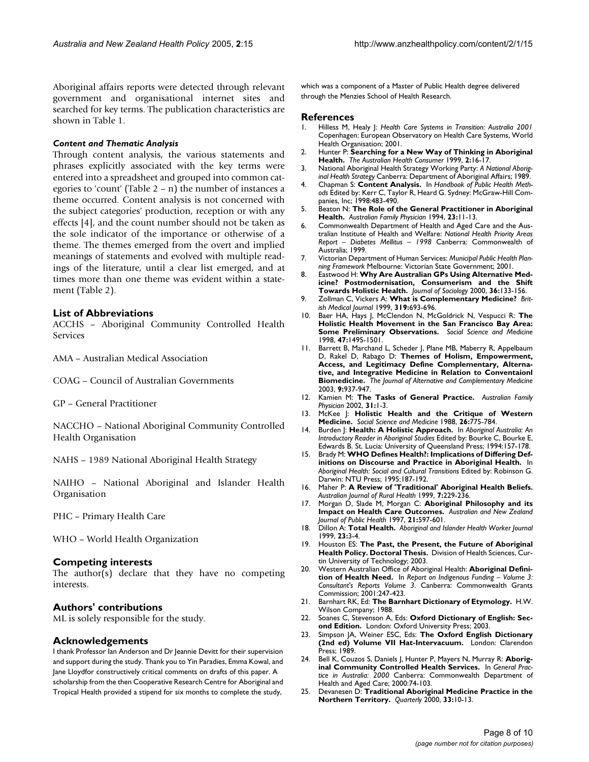Aboriginal affairs reports were detected through relevant government and organisational internet sites and searched for key terms. The publication characteristics are shown in Table 1.

### *Content and Thematic Analysis*

Through content analysis, the various statements and phrases explicitly associated with the key terms were entered into a spreadsheet and grouped into common categories to 'count' (Table 2 – n) the number of instances a theme occurred. Content analysis is not concerned with the subject categories' production, reception or with any effects [4], and the count number should not be taken as the sole indicator of the importance or otherwise of a theme. The themes emerged from the overt and implied meanings of statements and evolved with multiple readings of the literature, until a clear list emerged, and at times more than one theme was evident within a statement (Table 2).

## List of Abbreviations

ACCHS – Aboriginal Community Controlled Health Services

AMA – Australian Medical Association

COAG – Council of Australian Governments

GP – General Practitioner

NACCHO – National Aboriginal Community Controlled Health Organisation

NAHS – 1989 National Aboriginal Health Strategy

NAIHO – National Aboriginal and Islander Health Organisation

PHC – Primary Health Care

WHO – World Health Organization

## Competing interests

The author(s) declare that they have no competing interests.

## Authors' contributions

ML is solely responsible for the study.

## Acknowledgements

I thank Professor Ian Anderson and Dr Jeannie Devitt for their supervision and support during the study. Thank you to Yin Paradies, Emma Kowal, and Jane Lloydfor constructively critical comments on drafts of this paper. A scholarship from the then Cooperative Research Centre for Aboriginal and Tropical Health provided a stipend for six months to complete the study, which was a component of a Master of Public Health degree delivered through the Menzies School of Health Research.

## References

1. Hilless M, Healy J: *Health Care Systems in Transition: Australia 2001* Copenhagen: European Observatory on Health Care Systems, World Health Organisation; 2001.
2. Hunter P: **Searching for a New Way of Thinking in Aboriginal Health.** *The Australian Health Consumer* 1999, **2:**16-17.
3. National Aboriginal Health Strategy Working Party: *A National Aboriginal Health Strategy* Canberra: Department of Aboriginal Affairs; 1989.
4. Chapman S: **Content Analysis.** In *Handbook of Public Health Methods* Edited by: Kerr C, Taylor R, Heard G. Sydney: McGraw-Hill Companies, Inc; 1998:483-490.
5. Beaton N: **The Role of the General Practitioner in Aboriginal Health.** *Australian Family Physician* 1994, **23:**11-13.
6. Commonwealth Department of Health and Aged Care and the Australian Institute of Health and Welfare: *National Health Priority Areas Report – Diabetes Mellitus – 1998* Canberra: Commonwealth of Australia; 1999.
7. Victorian Department of Human Services: *Municipal Public Health Planning Framework* Melbourne: Victorian State Government; 2001.
8. Eastwood H: **Why Are Australian GPs Using Alternative Medicine? Postmodernisation, Consumerism and the Shift Towards Holistic Health.** *Journal of Sociology* 2000, **36:**133-156.
9. Zollman C, Vickers A: **What is Complementary Medicine?** *British Medical Journal* 1999, **319:**693-696.
10. Baer HA, Hays J, McClendon N, McGoldrick N, Vespucci R: **The Holistic Health Movement in the San Francisco Bay Area: Some Preliminary Observations.** *Social Science and Medicine* 1998, **47:**1495-1501.
11. Barrett B, Marchand L, Scheder J, Plane MB, Maberry R, Appelbaum D, Rakel D, Rabago D: **Themes of Holism, Empowerment, Access, and Legitimacy Define Complementary, Alternative, and Integrative Medicine in Relation to Conventaionl Biomedicine.** *The Journal of Alternative and Complementary Medicine* 2003, **9:**937-947.
12. Kamien M: **The Tasks of General Practice.** *Australian Family Physician* 2002, **31:**1-3.
13. McKee J: **Holistic Health and the Critique of Western Medicine.** *Social Science and Medicine* 1988, **26:**775-784.
14. Burden J: **Health: A Holistic Approach.** In *Aboriginal Australia: An Introductory Reader in Aboriginal Studies* Edited by: Bourke C, Bourke E, Edwards B. St. Lucia: University of Queensland Press; 1994:157-178.
15. Brady M: **WHO Defines Health?: Implications of Differing Definitions on Discourse and Practice in Aboriginal Health.** In *Aboriginal Health: Social and Cultural Transitions* Edited by: Robinson G. Darwin: NTU Press; 1995:187-192.
16. Maher P: **A Review of 'Traditional' Aboriginal Health Beliefs.** *Australian Journal of Rural Health* 1999, **7:**229-236.
17. Morgan D, Slade M, Morgan C: **Aboriginal Philosophy and its Impact on Health Care Outcomes.** *Australian and New Zealand Journal of Public Health* 1997, **21:**597-601.
18. Dillon A: **Total Health.** *Aboriginal and Islander Health Worker Journal* 1999, **23:**3-4.
19. Houston ES: **The Past, the Present, the Future of Aboriginal Health Policy. Doctoral Thesis.** Division of Health Sciences, Curtin University of Technology; 2003.
20. Western Australian Office of Aboriginal Health: **Aboriginal Definition of Health Need.** In *Report on Indigenous Funding – Volume 3: Consultant's Reports Volume 3*. Canberra: Commonwealth Grants Commission; 2001:247-423.
21. Barnhart RK, Ed: **The Barnhart Dictionary of Etymology.** H.W. Wilson Company; 1988.
22. Soanes C, Stevenson A, Eds: **Oxford Dictionary of English: Second Edition.** London: Oxford University Press; 2003.
23. Simpson JA, Weiner ESC, Eds: **The Oxford English Dictionary (2nd ed) Volume VII Hat-Intervacuum.** London: Clarendon Press; 1989.
24. Bell K, Couzos S, Daniels J, Hunter P, Mayers N, Murray R: **Aboriginal Community Controlled Health Services.** In *General Practice in Australia: 2000* Canberra: Commonwealth Department of Health and Aged Care; 2000:74-103.
25. Devanesen D: **Traditional Aboriginal Medicine Practice in the Northern Territory.** *Quarterly* 2000, **33:**10-13.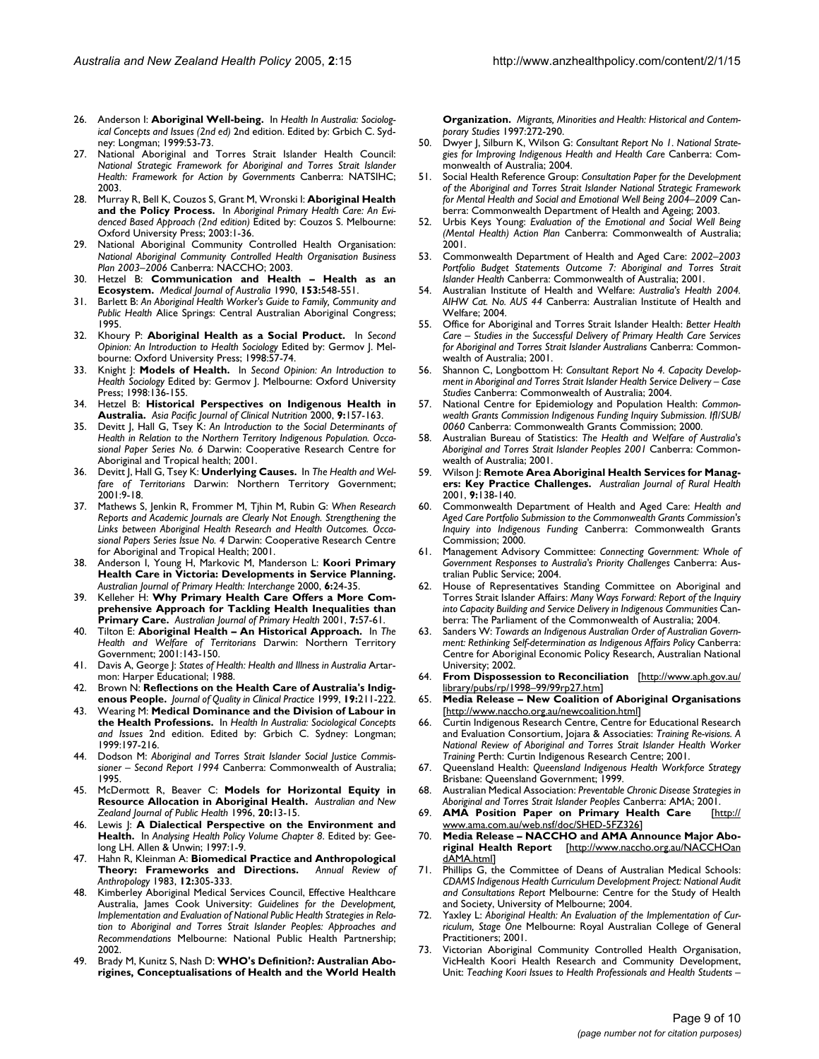26. Anderson I: **Aboriginal Well-being.** In *Health In Australia: Sociological Concepts and Issues (2nd ed)* 2nd edition. Edited by: Grbich C. Sydney: Longman; 1999:53-73.
27. National Aboriginal and Torres Strait Islander Health Council: *National Strategic Framework for Aboriginal and Torres Strait Islander Health: Framework for Action by Governments* Canberra: NATSIHC; 2003.
28. Murray R, Bell K, Couzos S, Grant M, Wronski I: **Aboriginal Health and the Policy Process.** In *Aboriginal Primary Health Care: An Evidenced Based Approach (2nd edition)* Edited by: Couzos S. Melbourne: Oxford University Press; 2003:1-36.
29. National Aboriginal Community Controlled Health Organisation: *National Aboriginal Community Controlled Health Organisation Business Plan 2003–2006* Canberra: NACCHO; 2003.
30. Hetzel B: **Communication and Health – Health as an Ecosystem.** *Medical Journal of Australia* 1990, **153:**548-551.
31. Barlett B: *An Aboriginal Health Worker's Guide to Family, Community and Public Health* Alice Springs: Central Australian Aboriginal Congress; 1995.
32. Khoury P: **Aboriginal Health as a Social Product.** In *Second Opinion: An Introduction to Health Sociology* Edited by: Germov J. Melbourne: Oxford University Press; 1998:57-74.
33. Knight J: **Models of Health.** In *Second Opinion: An Introduction to Health Sociology* Edited by: Germov J. Melbourne: Oxford University Press; 1998:136-155.
34. Hetzel B: **Historical Perspectives on Indigenous Health in Australia.** *Asia Pacific Journal of Clinical Nutrition* 2000, **9:**157-163.
35. Devitt J, Hall G, Tsey K: *An Introduction to the Social Determinants of Health in Relation to the Northern Territory Indigenous Population. Occasional Paper Series No. 6* Darwin: Cooperative Research Centre for Aboriginal and Tropical health; 2001.
36. Devitt J, Hall G, Tsey K: **Underlying Causes.** In *The Health and Welfare of Territorians* Darwin: Northern Territory Government; 2001:9-18.
37. Mathews S, Jenkin R, Frommer M, Tjhin M, Rubin G: *When Research Reports and Academic Journals are Clearly Not Enough. Strengthening the Links between Aboriginal Health Research and Health Outcomes. Occasional Papers Series Issue No. 4* Darwin: Cooperative Research Centre for Aboriginal and Tropical Health; 2001.
38. Anderson I, Young H, Markovic M, Manderson L: **Koori Primary Health Care in Victoria: Developments in Service Planning.** *Australian Journal of Primary Health: Interchange* 2000, **6:**24-35.
39. Kelleher H: **Why Primary Health Care Offers a More Comprehensive Approach for Tackling Health Inequalities than Primary Care.** *Australian Journal of Primary Health* 2001, **7:**57-61.
40. Tilton E: **Aboriginal Health – An Historical Approach.** In *The Health and Welfare of Territorians* Darwin: Northern Territory Government; 2001:143-150.
41. Davis A, George J: *States of Health: Health and Illness in Australia* Artarmon: Harper Educational; 1988.
42. Brown N: **Reflections on the Health Care of Australia's Indigenous People.** *Journal of Quality in Clinical Practice* 1999, **19:**211-222.
43. Wearing M: **Medical Dominance and the Division of Labour in the Health Professions.** In *Health In Australia: Sociological Concepts and Issues* 2nd edition. Edited by: Grbich C. Sydney: Longman; 1999:197-216.
44. Dodson M: *Aboriginal and Torres Strait Islander Social Justice Commissioner – Second Report 1994* Canberra: Commonwealth of Australia; 1995.
45. McDermott R, Beaver C: **Models for Horizontal Equity in Resource Allocation in Aboriginal Health.** *Australian and New Zealand Journal of Public Health* 1996, **20:**13-15.
46. Lewis J: **A Dialectical Perspective on the Environment and Health.** In *Analysing Health Policy Volume Chapter 8*. Edited by: Geelong LH. Allen & Unwin; 1997:1-9.
47. Hahn R, Kleinman A: **Biomedical Practice and Anthropological Theory: Frameworks and Directions.** *Annual Review of Anthropology* 1983, **12:**305-333.
48. Kimberley Aboriginal Medical Services Council, Effective Healthcare Australia, James Cook University: *Guidelines for the Development, Implementation and Evaluation of National Public Health Strategies in Relation to Aboriginal and Torres Strait Islander Peoples: Approaches and Recommendations* Melbourne: National Public Health Partnership; 2002.
49. Brady M, Kunitz S, Nash D: **WHO's Definition?: Australian Aborigines, Conceptualisations of Health and the World Health Organization.** *Migrants, Minorities and Health: Historical and Contemporary Studies* 1997:272-290.
50. Dwyer J, Silburn K, Wilson G: *Consultant Report No 1. National Strategies for Improving Indigenous Health and Health Care* Canberra: Commonwealth of Australia; 2004.
51. Social Health Reference Group: *Consultation Paper for the Development of the Aboriginal and Torres Strait Islander National Strategic Framework for Mental Health and Social and Emotional Well Being 2004–2009* Canberra: Commonwealth Department of Health and Ageing; 2003.
52. Urbis Keys Young: *Evaluation of the Emotional and Social Well Being (Mental Health) Action Plan* Canberra: Commonwealth of Australia; 2001.
53. Commonwealth Department of Health and Aged Care: *2002–2003 Portfolio Budget Statements Outcome 7: Aboriginal and Torres Strait Islander Health* Canberra: Commonwealth of Australia; 2001.
54. Australian Institute of Health and Welfare: *Australia's Health 2004. AIHW Cat. No. AUS 44* Canberra: Australian Institute of Health and Welfare; 2004.
55. Office for Aboriginal and Torres Strait Islander Health: *Better Health Care – Studies in the Successful Delivery of Primary Health Care Services for Aboriginal and Torres Strait Islander Australians* Canberra: Commonwealth of Australia; 2001.
56. Shannon C, Longbottom H: *Consultant Report No 4. Capacity Development in Aboriginal and Torres Strait Islander Health Service Delivery – Case Studies* Canberra: Commonwealth of Australia; 2004.
57. National Centre for Epidemiology and Population Health: *Commonwealth Grants Commission Indigenous Funding Inquiry Submission. Ifl/SUB/0060* Canberra: Commonwealth Grants Commission; 2000.
58. Australian Bureau of Statistics: *The Health and Welfare of Australia's Aboriginal and Torres Strait Islander Peoples 2001* Canberra: Commonwealth of Australia; 2001.
59. Wilson J: **Remote Area Aboriginal Health Services for Managers: Key Practice Challenges.** *Australian Journal of Rural Health* 2001, **9:**138-140.
60. Commonwealth Department of Health and Aged Care: *Health and Aged Care Portfolio Submission to the Commonwealth Grants Commission's Inquiry into Indigenous Funding* Canberra: Commonwealth Grants Commission; 2000.
61. Management Advisory Committee: *Connecting Government: Whole of Government Responses to Australia's Priority Challenges* Canberra: Australian Public Service; 2004.
62. House of Representatives Standing Committee on Aboriginal and Torres Strait Islander Affairs: *Many Ways Forward: Report of the Inquiry into Capacity Building and Service Delivery in Indigenous Communities* Canberra: The Parliament of the Commonwealth of Australia; 2004.
63. Sanders W: *Towards an Indigenous Australian Order of Australian Government: Rethinking Self-determination as Indigenous Affairs Policy* Canberra: Centre for Aboriginal Economic Policy Research, Australian National University; 2002.
64. **From Dispossession to Reconciliation** [http://www.aph.gov.au/library/pubs/rp/1998–99/99rp27.htm]
65. **Media Release – New Coalition of Aboriginal Organisations** [http://www.naccho.org.au/newcoalition.html]
66. Curtin Indigenous Research Centre, Centre for Educational Research and Evaluation Consortium, Jojara & Associates: *Training Re-visions. A National Review of Aboriginal and Torres Strait Islander Health Worker Training* Perth: Curtin Indigenous Research Centre; 2001.
67. Queensland Health: *Queensland Indigenous Health Workforce Strategy* Brisbane: Queensland Government; 1999.
68. Australian Medical Association: *Preventable Chronic Disease Strategies in Aboriginal and Torres Strait Islander Peoples* Canberra: AMA; 2001.
69. **AMA Position Paper on Primary Health Care** [http://www.ama.com.au/web.nsf/doc/SHED-5FZ326]
70. **Media Release – NACCHO and AMA Announce Major Aboriginal Health Report** [http://www.naccho.org.au/NACCHOandAMA.html]
71. Phillips G, the Committee of Deans of Australian Medical Schools: *CDAMS Indigenous Health Curriculum Development Project: National Audit and Consultations Report* Melbourne: Centre for the Study of Health and Society, University of Melbourne; 2004.
72. Yaxley L: *Aboriginal Health: An Evaluation of the Implementation of Curriculum, Stage One* Melbourne: Royal Australian College of General Practitioners; 2001.
73. Victorian Aboriginal Community Controlled Health Organisation, VicHealth Koori Health Research and Community Development, Unit: *Teaching Koori Issues to Health Professionals and Health Students –*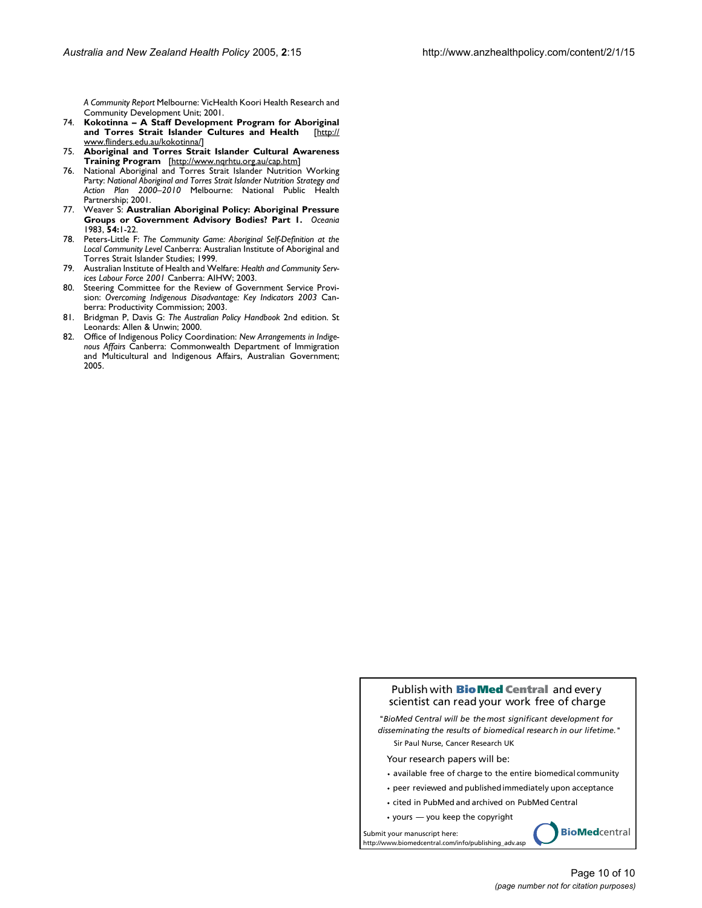*A Community Report* Melbourne: VicHealth Koori Health Research and Community Development Unit; 2001.

74. **Kokotinna – A Staff Development Program for Aboriginal and Torres Strait Islander Cultures and Health** [http://www.flinders.edu.au/kokotinna/]
75. **Aboriginal and Torres Strait Islander Cultural Awareness Training Program** [http://www.nqrhtu.org.au/cap.htm]
76. National Aboriginal and Torres Strait Islander Nutrition Working Party: *National Aboriginal and Torres Strait Islander Nutrition Strategy and Action Plan 2000–2010* Melbourne: National Public Health Partnership; 2001.
77. Weaver S: **Australian Aboriginal Policy: Aboriginal Pressure Groups or Government Advisory Bodies? Part 1.** *Oceania* 1983, **54:**1-22.
78. Peters-Little F: *The Community Game: Aboriginal Self-Definition at the Local Community Level* Canberra: Australian Institute of Aboriginal and Torres Strait Islander Studies; 1999.
79. Australian Institute of Health and Welfare: *Health and Community Services Labour Force 2001* Canberra: AIHW; 2003.
80. Steering Committee for the Review of Government Service Provision: *Overcoming Indigenous Disadvantage: Key Indicators 2003* Canberra: Productivity Commission; 2003.
81. Bridgman P, Davis G: *The Australian Policy Handbook* 2nd edition. St Leonards: Allen & Unwin; 2000.
82. Office of Indigenous Policy Coordination: *New Arrangements in Indigenous Affairs* Canberra: Commonwealth Department of Immigration and Multicultural and Indigenous Affairs, Australian Government; 2005.

Publish with **BioMed Central** and every scientist can read your work free of charge

*"BioMed Central will be the most significant development for disseminating the results of biomedical research in our lifetime."*

Sir Paul Nurse, Cancer Research UK

Your research papers will be:

- available free of charge to the entire biomedical community
- peer reviewed and published immediately upon acceptance
- cited in PubMed and archived on PubMed Central
- yours — you keep the copyright

Submit your manuscript here:
http://www.biomedcentral.com/info/publishing_adv.asp

**BioMed**central